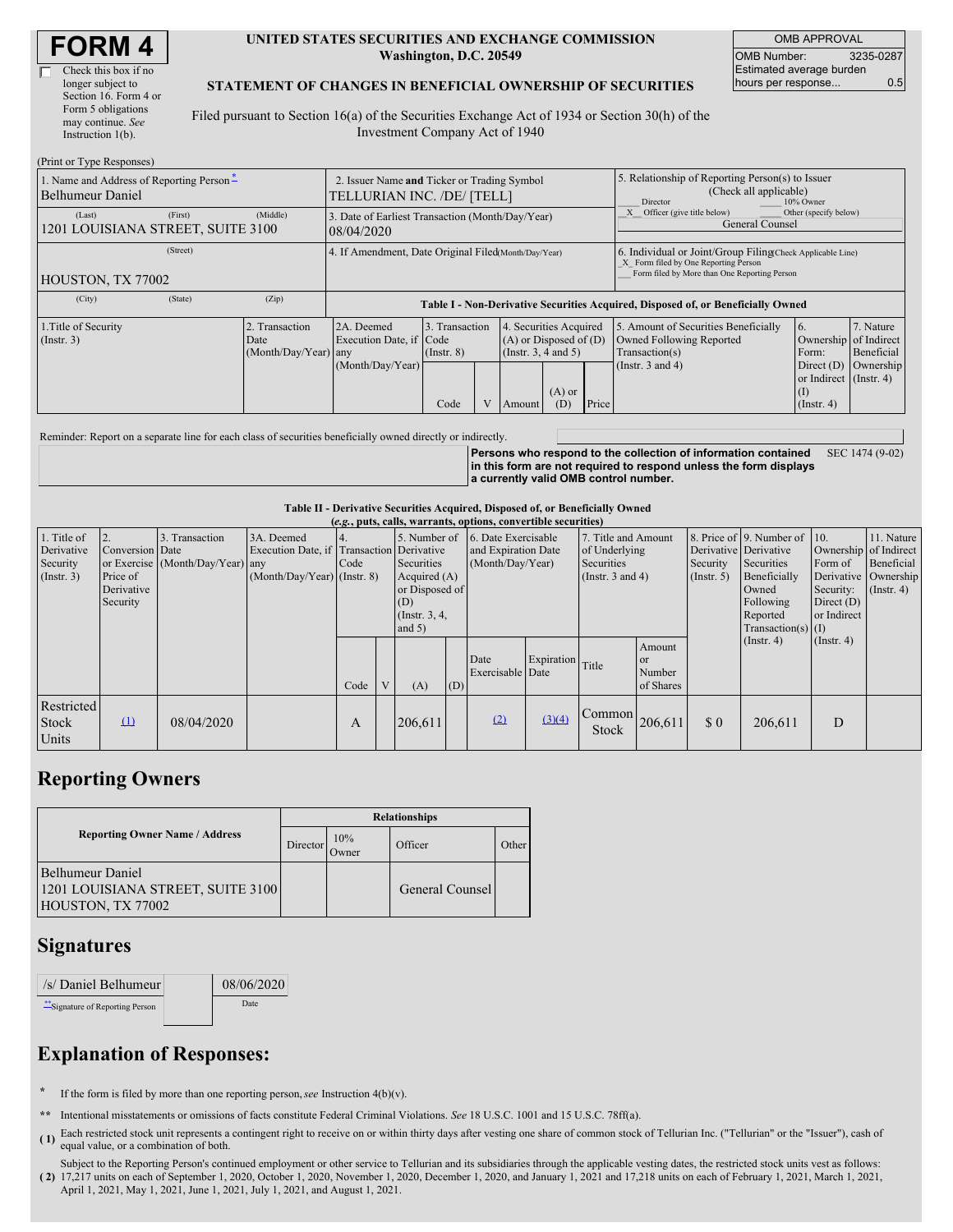# FORM 4

☐ Check this box if no longer subject to Section 16. Form 4 or Form 5 obligations may continue. *See* Instruction 1(b).

**UNITED STATES SECURITIES AND EXCHANGE COMMISSION**
**Washington, D.C. 20549**

**STATEMENT OF CHANGES IN BENEFICIAL OWNERSHIP OF SECURITIES**

Filed pursuant to Section 16(a) of the Securities Exchange Act of 1934 or Section 30(h) of the Investment Company Act of 1940

| OMB APPROVAL | |
|---|---|
| OMB Number: | 3235-0287 |
| Estimated average burden hours per response... | 0.5 |

(Print or Type Responses)

| 1. Name and Address of Reporting Person * | 2. Issuer Name **and** Ticker or Trading Symbol | 5. Relationship of Reporting Person(s) to Issuer (Check all applicable) |
|---|---|---|
| Belhumeur Daniel | TELLURIAN INC. /DE/ [TELL] | ___ Director ___ 10% Owner |
| (Last) (First) (Middle) | 3. Date of Earliest Transaction (Month/Day/Year) | _X_ Officer (give title below) ___ Other (specify below) |
| 1201 LOUISIANA STREET, SUITE 3100 | 08/04/2020 | General Counsel |
| (Street) | 4. If Amendment, Date Original Filed (Month/Day/Year) | 6. Individual or Joint/Group Filing (Check Applicable Line) |
| HOUSTON, TX 77002 | | _X_ Form filed by One Reporting Person ___ Form filed by More than One Reporting Person |
| (City) (State) (Zip) | | |

**Table I - Non-Derivative Securities Acquired, Disposed of, or Beneficially Owned**

| 1.Title of Security (Instr. 3) | 2. Transaction Date (Month/Day/Year) | 2A. Deemed Execution Date, if any (Month/Day/Year) | 3. Transaction Code (Instr. 8) | | 4. Securities Acquired (A) or Disposed of (D) (Instr. 3, 4 and 5) | | | 5. Amount of Securities Beneficially Owned Following Reported Transaction(s) (Instr. 3 and 4) | 6. Ownership Form: Direct (D) or Indirect (I) (Instr. 4) | 7. Nature of Indirect Beneficial Ownership (Instr. 4) |
|---|---|---|---|---|---|---|---|---|---|---|
| | | | Code | V | Amount | (A) or (D) | Price | | | |

Reminder: Report on a separate line for each class of securities beneficially owned directly or indirectly.

**Persons who respond to the collection of information contained in this form are not required to respond unless the form displays a currently valid OMB control number.** SEC 1474 (9-02)

**Table II - Derivative Securities Acquired, Disposed of, or Beneficially Owned**
**(*e.g.*, puts, calls, warrants, options, convertible securities)**

| 1. Title of Derivative Security (Instr. 3) | 2. Conversion or Exercise Price of Derivative Security | 3. Transaction Date (Month/Day/Year) | 3A. Deemed Execution Date, if any (Month/Day/Year) | 4. Transaction Code (Instr. 8) | | 5. Number of Derivative Securities Acquired (A) or Disposed of (D) (Instr. 3, 4, and 5) | | 6. Date Exercisable and Expiration Date (Month/Day/Year) | | 7. Title and Amount of Underlying Securities (Instr. 3 and 4) | | 8. Price of Derivative Security (Instr. 5) | 9. Number of Derivative Securities Beneficially Owned Following Reported Transaction(s) (Instr. 4) | 10. Ownership Form of Derivative Security: Direct (D) or Indirect (I) (Instr. 4) | 11. Nature of Indirect Beneficial Ownership (Instr. 4) |
|---|---|---|---|---|---|---|---|---|---|---|---|---|---|---|---|
| | | | | Code | V | (A) | (D) | Date Exercisable | Expiration Date | Title | Amount or Number of Shares | | | | |
| Restricted Stock Units | (1) | 08/04/2020 | | A | | 206,611 | | (2) | (3)(4) | Common Stock | 206,611 | $ 0 | 206,611 | D | |

## Reporting Owners

| Reporting Owner Name / Address | Relationships | | | |
|---|---|---|---|---|
| | Director | 10% Owner | Officer | Other |
| Belhumeur Daniel<br>1201 LOUISIANA STREET, SUITE 3100<br>HOUSTON, TX 77002 | | | General Counsel | |

## Signatures

| /s/ Daniel Belhumeur | 08/06/2020 |
|---|---|
| ** Signature of Reporting Person | Date |

## Explanation of Responses:

\* If the form is filed by more than one reporting person, *see* Instruction 4(b)(v).

\*\* Intentional misstatements or omissions of facts constitute Federal Criminal Violations. *See* 18 U.S.C. 1001 and 15 U.S.C. 78ff(a).

**( 1)** Each restricted stock unit represents a contingent right to receive on or within thirty days after vesting one share of common stock of Tellurian Inc. ("Tellurian" or the "Issuer"), cash of equal value, or a combination of both.

**( 2)** Subject to the Reporting Person's continued employment or other service to Tellurian and its subsidiaries through the applicable vesting dates, the restricted stock units vest as follows: 17,217 units on each of September 1, 2020, October 1, 2020, November 1, 2020, December 1, 2020, and January 1, 2021 and 17,218 units on each of February 1, 2021, March 1, 2021, April 1, 2021, May 1, 2021, June 1, 2021, July 1, 2021, and August 1, 2021.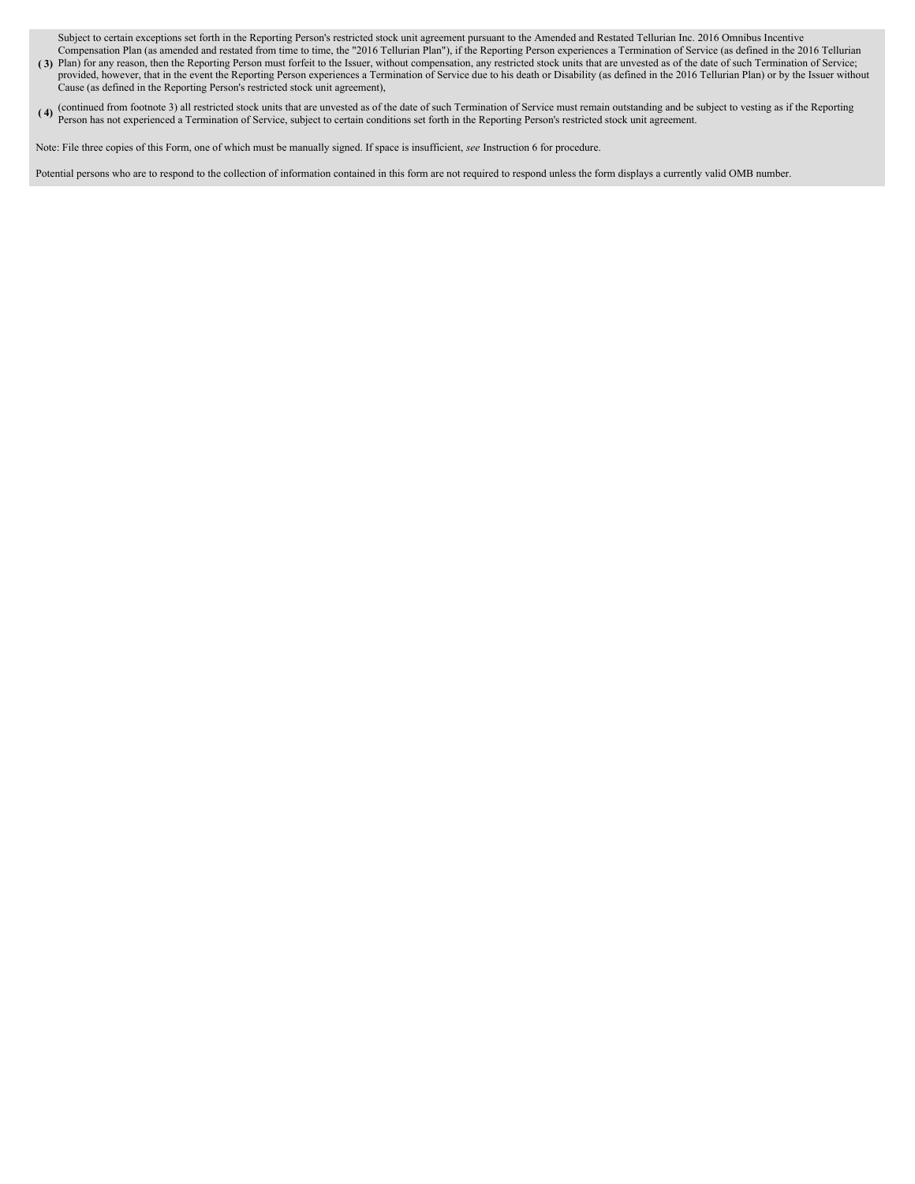| | |
|---|---|
| (3) | Subject to certain exceptions set forth in the Reporting Person's restricted stock unit agreement pursuant to the Amended and Restated Tellurian Inc. 2016 Omnibus Incentive Compensation Plan (as amended and restated from time to time, the "2016 Tellurian Plan"), if the Reporting Person experiences a Termination of Service (as defined in the 2016 Tellurian Plan) for any reason, then the Reporting Person must forfeit to the Issuer, without compensation, any restricted stock units that are unvested as of the date of such Termination of Service; provided, however, that in the event the Reporting Person experiences a Termination of Service due to his death or Disability (as defined in the 2016 Tellurian Plan) or by the Issuer without Cause (as defined in the Reporting Person's restricted stock unit agreement), |
| (4) | (continued from footnote 3) all restricted stock units that are unvested as of the date of such Termination of Service must remain outstanding and be subject to vesting as if the Reporting Person has not experienced a Termination of Service, subject to certain conditions set forth in the Reporting Person's restricted stock unit agreement. |

Note: File three copies of this Form, one of which must be manually signed. If space is insufficient, *see* Instruction 6 for procedure.

Potential persons who are to respond to the collection of information contained in this form are not required to respond unless the form displays a currently valid OMB number.